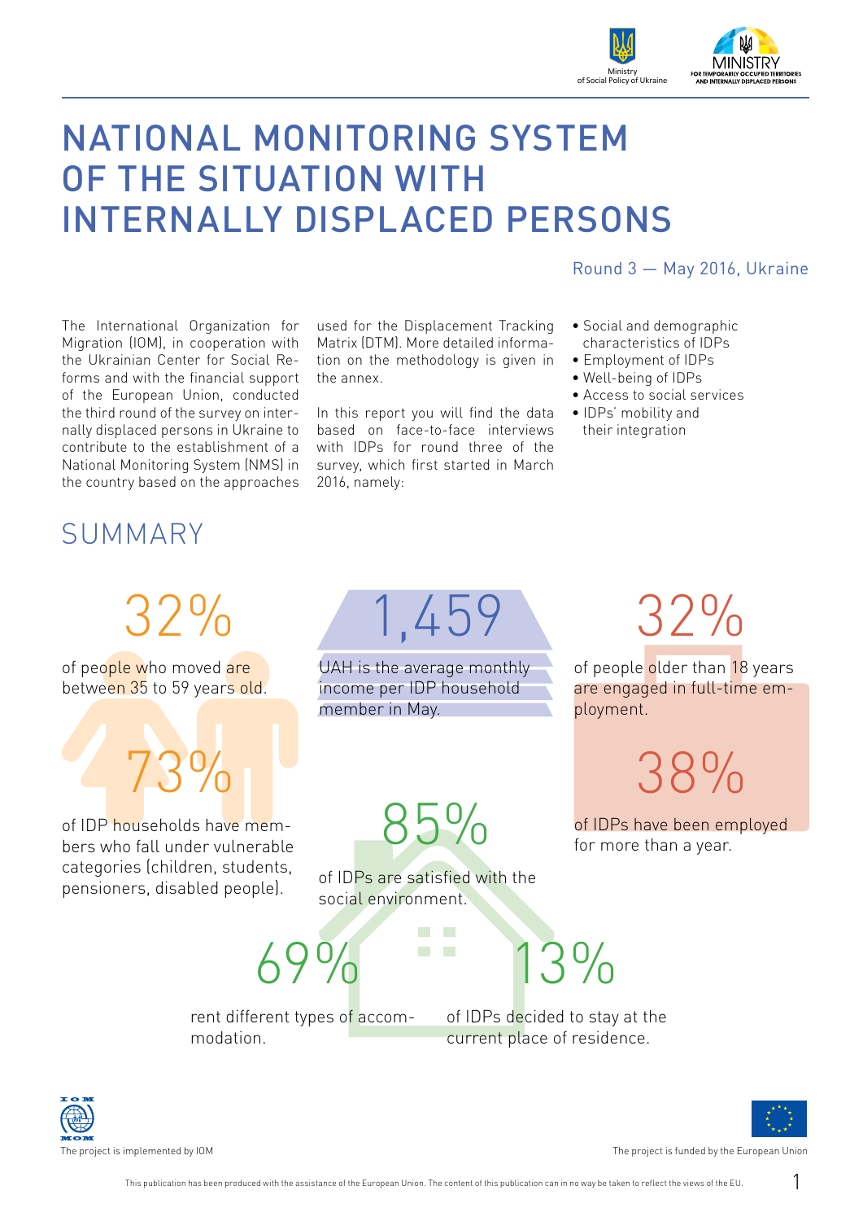Ministry of Social Policy of Ukraine

MINISTRY FOR TEMPORARILY OCCUPIED TERRITORIES AND INTERNALLY DISPLACED PERSONS

# NATIONAL MONITORING SYSTEM OF THE SITUATION WITH INTERNALLY DISPLACED PERSONS

Round 3 — May 2016, Ukraine

The International Organization for Migration (IOM), in cooperation with the Ukrainian Center for Social Reforms and with the financial support of the European Union, conducted the third round of the survey on internally displaced persons in Ukraine to contribute to the establishment of a National Monitoring System (NMS) in the country based on the approaches used for the Displacement Tracking Matrix (DTM). More detailed information on the methodology is given in the annex.

In this report you will find the data based on face-to-face interviews with IDPs for round three of the survey, which first started in March 2016, namely:

- Social and demographic characteristics of IDPs
- Employment of IDPs
- Well-being of IDPs
- Access to social services
- IDPs' mobility and their integration

## SUMMARY

**32%** of people who moved are between 35 to 59 years old.

**73%** of IDP households have members who fall under vulnerable categories (children, students, pensioners, disabled people).

**1,459** UAH is the average monthly income per IDP household member in May.

**85%** of IDPs are satisfied with the social environment.

**32%** of people older than 18 years are engaged in full-time employment.

**38%** of IDPs have been employed for more than a year.

**69%** rent different types of accommodation.

**13%** of IDPs decided to stay at the current place of residence.

The project is implemented by IOM

The project is funded by the European Union

This publication has been produced with the assistance of the European Union. The content of this publication can in no way be taken to reflect the views of the EU.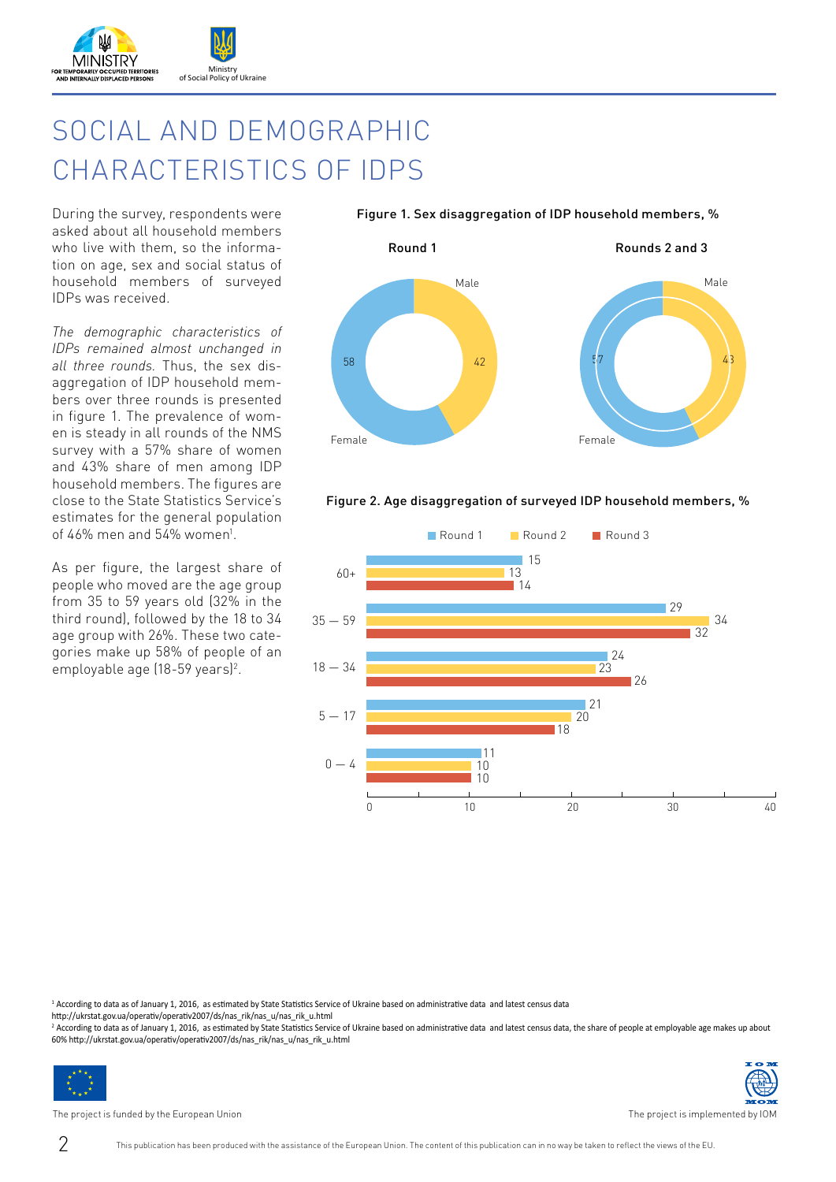# SOCIAL AND DEMOGRAPHIC CHARACTERISTICS OF IDPS

During the survey, respondents were asked about all household members who live with them, so the information on age, sex and social status of household members of surveyed IDPs was received.

*The demographic characteristics of IDPs remained almost unchanged in all three rounds.* Thus, the sex disaggregation of IDP household members over three rounds is presented in figure 1. The prevalence of women is steady in all rounds of the NMS survey with a 57% share of women and 43% share of men among IDP household members. The figures are close to the State Statistics Service's estimates for the general population of 46% men and 54% women[1].

As per figure, the largest share of people who moved are the age group from 35 to 59 years old (32% in the third round), followed by the 18 to 34 age group with 26%. These two categories make up 58% of people of an employable age (18-59 years)[2].

**Figure 1. Sex disaggregation of IDP household members, %**

| | Round 1 | Rounds 2 and 3 |
|---|---|---|
| Male | 42 | 43 |
| Female | 58 | 57 |

**Figure 2. Age disaggregation of surveyed IDP household members, %**

| Age group | Round 1 | Round 2 | Round 3 |
|---|---|---|---|
| 60+ | 15 | 13 | 14 |
| 35 — 59 | 29 | 34 | 32 |
| 18 — 34 | 24 | 23 | 26 |
| 5 — 17 | 21 | 20 | 18 |
| 0 — 4 | 11 | 10 | 10 |

[1] According to data as of January 1, 2016, as estimated by State Statistics Service of Ukraine based on administrative data and latest census data http://ukrstat.gov.ua/operativ/operativ2007/ds/nas_rik/nas_u/nas_rik_u.html

[2] According to data as of January 1, 2016, as estimated by State Statistics Service of Ukraine based on administrative data and latest census data, the share of people at employable age makes up about 60% http://ukrstat.gov.ua/operativ/operativ2007/ds/nas_rik/nas_u/nas_rik_u.html

The project is funded by the European Union

The project is implemented by IOM

This publication has been produced with the assistance of the European Union. The content of this publication can in no way be taken to reflect the views of the EU.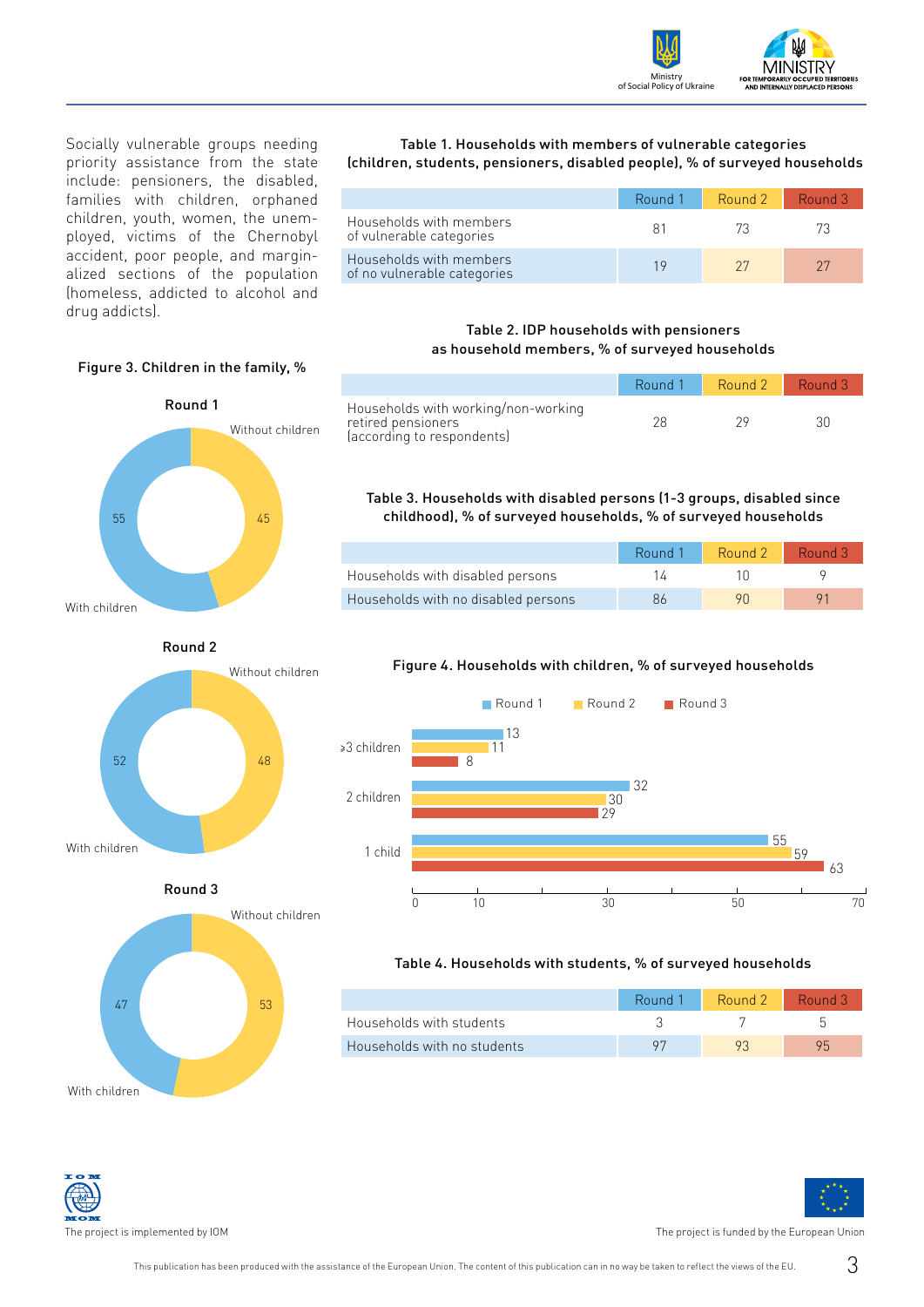Socially vulnerable groups needing priority assistance from the state include: pensioners, the disabled, families with children, orphaned children, youth, women, the unemployed, victims of the Chernobyl accident, poor people, and marginalized sections of the population (homeless, addicted to alcohol and drug addicts).

**Figure 3. Children in the family, %**

Round 1

Without children 45

With children 55

Round 2

Without children 48

With children 52

Round 3

Without children 53

With children 47

**Table 1. Households with members of vulnerable categories (children, students, pensioners, disabled people), % of surveyed households**

| | Round 1 | Round 2 | Round 3 |
|---|---|---|---|
| Households with members of vulnerable categories | 81 | 73 | 73 |
| Households with members of no vulnerable categories | 19 | 27 | 27 |

**Table 2. IDP households with pensioners as household members, % of surveyed households**

| | Round 1 | Round 2 | Round 3 |
|---|---|---|---|
| Households with working/non-working retired pensioners (according to respondents) | 28 | 29 | 30 |

**Table 3. Households with disabled persons (1-3 groups, disabled since childhood), % of surveyed households, % of surveyed households**

| | Round 1 | Round 2 | Round 3 |
|---|---|---|---|
| Households with disabled persons | 14 | 10 | 9 |
| Households with no disabled persons | 86 | 90 | 91 |

**Figure 4. Households with children, % of surveyed households**

| | Round 1 | Round 2 | Round 3 |
|---|---|---|---|
| ⩾3 children | 13 | 11 | 8 |
| 2 children | 32 | 30 | 29 |
| 1 child | 55 | 59 | 63 |

**Table 4. Households with students, % of surveyed households**

| | Round 1 | Round 2 | Round 3 |
|---|---|---|---|
| Households with students | 3 | 7 | 5 |
| Households with no students | 97 | 93 | 95 |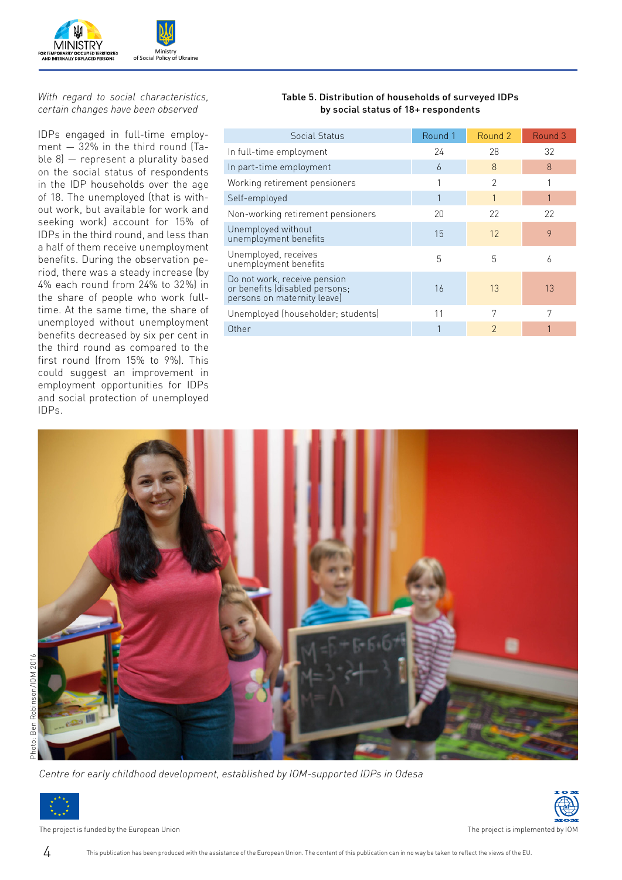*With regard to social characteristics, certain changes have been observed*

IDPs engaged in full-time employment — 32% in the third round (Table 8) — represent a plurality based on the social status of respondents in the IDP households over the age of 18. The unemployed (that is without work, but available for work and seeking work) account for 15% of IDPs in the third round, and less than a half of them receive unemployment benefits. During the observation period, there was a steady increase (by 4% each round from 24% to 32%) in the share of people who work full-time. At the same time, the share of unemployed without unemployment benefits decreased by six per cent in the third round as compared to the first round (from 15% to 9%). This could suggest an improvement in employment opportunities for IDPs and social protection of unemployed IDPs.

**Table 5. Distribution of households of surveyed IDPs by social status of 18+ respondents**

| Social Status | Round 1 | Round 2 | Round 3 |
|---|---|---|---|
| In full-time employment | 24 | 28 | 32 |
| In part-time employment | 6 | 8 | 8 |
| Working retirement pensioners | 1 | 2 | 1 |
| Self-employed | 1 | 1 | 1 |
| Non-working retirement pensioners | 20 | 22 | 22 |
| Unemployed without unemployment benefits | 15 | 12 | 9 |
| Unemployed, receives unemployment benefits | 5 | 5 | 6 |
| Do not work, receive pension or benefits (disabled persons; persons on maternity leave) | 16 | 13 | 13 |
| Unemployed (householder; students) | 11 | 7 | 7 |
| Other | 1 | 2 | 1 |

Photo: Ben Robinson/IOM 2016

*Centre for early childhood development, established by IOM-supported IDPs in Odesa*

The project is funded by the European Union

The project is implemented by IOM

This publication has been produced with the assistance of the European Union. The content of this publication can in no way be taken to reflect the views of the EU.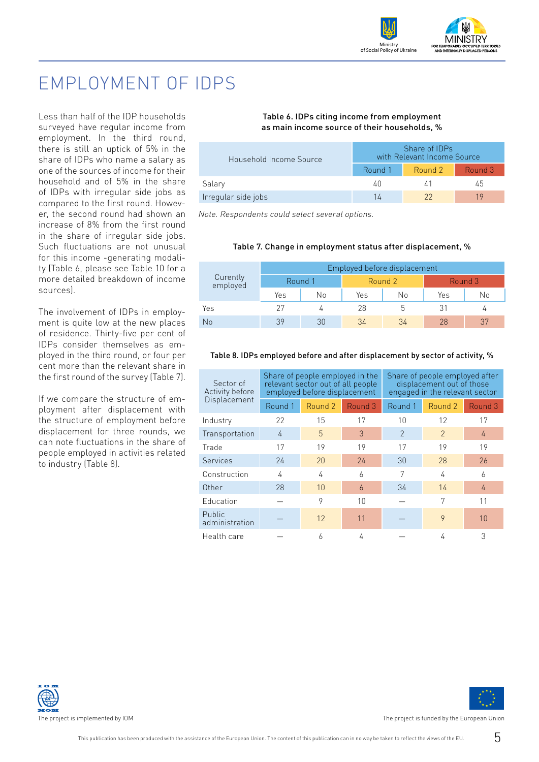# EMPLOYMENT OF IDPS

Less than half of the IDP households surveyed have regular income from employment. In the third round, there is still an uptick of 5% in the share of IDPs who name a salary as one of the sources of income for their household and of 5% in the share of IDPs with irregular side jobs as compared to the first round. However, the second round had shown an increase of 8% from the first round in the share of irregular side jobs. Such fluctuations are not unusual for this income -generating modality (Table 6, please see Table 10 for a more detailed breakdown of income sources).

The involvement of IDPs in employment is quite low at the new places of residence. Thirty-five per cent of IDPs consider themselves as employed in the third round, or four per cent more than the relevant share in the first round of the survey (Table 7).

If we compare the structure of employment after displacement with the structure of employment before displacement for three rounds, we can note fluctuations in the share of people employed in activities related to industry (Table 8).

**Table 6. IDPs citing income from employment as main income source of their households, %**

| Household Income Source | Share of IDPs with Relevant Income Source | | |
|---|---|---|---|
| | Round 1 | Round 2 | Round 3 |
| Salary | 40 | 41 | 45 |
| Irregular side jobs | 14 | 22 | 19 |

*Note. Respondents could select several options.*

**Table 7. Change in employment status after displacement, %**

| Currently employed | Employed before displacement | | | | | |
|---|---|---|---|---|---|---|
| | Round 1 | | Round 2 | | Round 3 | |
| | Yes | No | Yes | No | Yes | No |
| Yes | 27 | 4 | 28 | 5 | 31 | 4 |
| No | 39 | 30 | 34 | 34 | 28 | 37 |

**Table 8. IDPs employed before and after displacement by sector of activity, %**

| Sector of Activity before Displacement | Share of people employed in the relevant sector out of all people employed before displacement | | | Share of people employed after displacement out of those engaged in the relevant sector | | |
|---|---|---|---|---|---|---|
| | Round 1 | Round 2 | Round 3 | Round 1 | Round 2 | Round 3 |
| Industry | 22 | 15 | 17 | 10 | 12 | 17 |
| Transportation | 4 | 5 | 3 | 2 | 2 | 4 |
| Trade | 17 | 19 | 19 | 17 | 19 | 19 |
| Services | 24 | 20 | 24 | 30 | 28 | 26 |
| Construction | 4 | 4 | 6 | 7 | 4 | 6 |
| Other | 28 | 10 | 6 | 34 | 14 | 4 |
| Education | – | 9 | 10 | – | 7 | 11 |
| Public administration | – | 12 | 11 | – | 9 | 10 |
| Health care | – | 6 | 4 | – | 4 | 3 |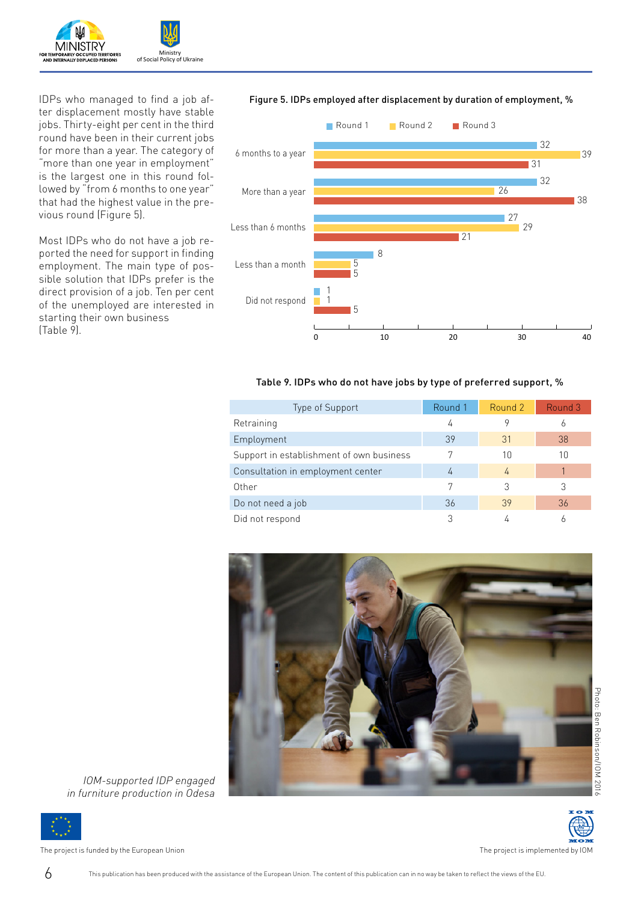IDPs who managed to find a job after displacement mostly have stable jobs. Thirty-eight per cent in the third round have been in their current jobs for more than a year. The category of "more than one year in employment" is the largest one in this round followed by "from 6 months to one year" that had the highest value in the previous round (Figure 5).

Most IDPs who do not have a job reported the need for support in finding employment. The main type of possible solution that IDPs prefer is the direct provision of a job. Ten per cent of the unemployed are interested in starting their own business (Table 9).

**Figure 5. IDPs employed after displacement by duration of employment, %**

| | Round 1 | Round 2 | Round 3 |
|---|---|---|---|
| 6 months to a year | 32 | 39 | 31 |
| More than a year | 32 | 26 | 38 |
| Less than 6 months | 27 | 29 | 21 |
| Less than a month | 8 | 5 | 5 |
| Did not respond | 1 | 1 | 5 |

**Table 9. IDPs who do not have jobs by type of preferred support, %**

| Type of Support | Round 1 | Round 2 | Round 3 |
|---|---|---|---|
| Retraining | 4 | 9 | 6 |
| Employment | 39 | 31 | 38 |
| Support in establishment of own business | 7 | 10 | 10 |
| Consultation in employment center | 4 | 4 | 1 |
| Other | 7 | 3 | 3 |
| Do not need a job | 36 | 39 | 36 |
| Did not respond | 3 | 4 | 6 |

*IOM-supported IDP engaged in furniture production in Odesa*

Photo: Ben Robinson/IOM 2016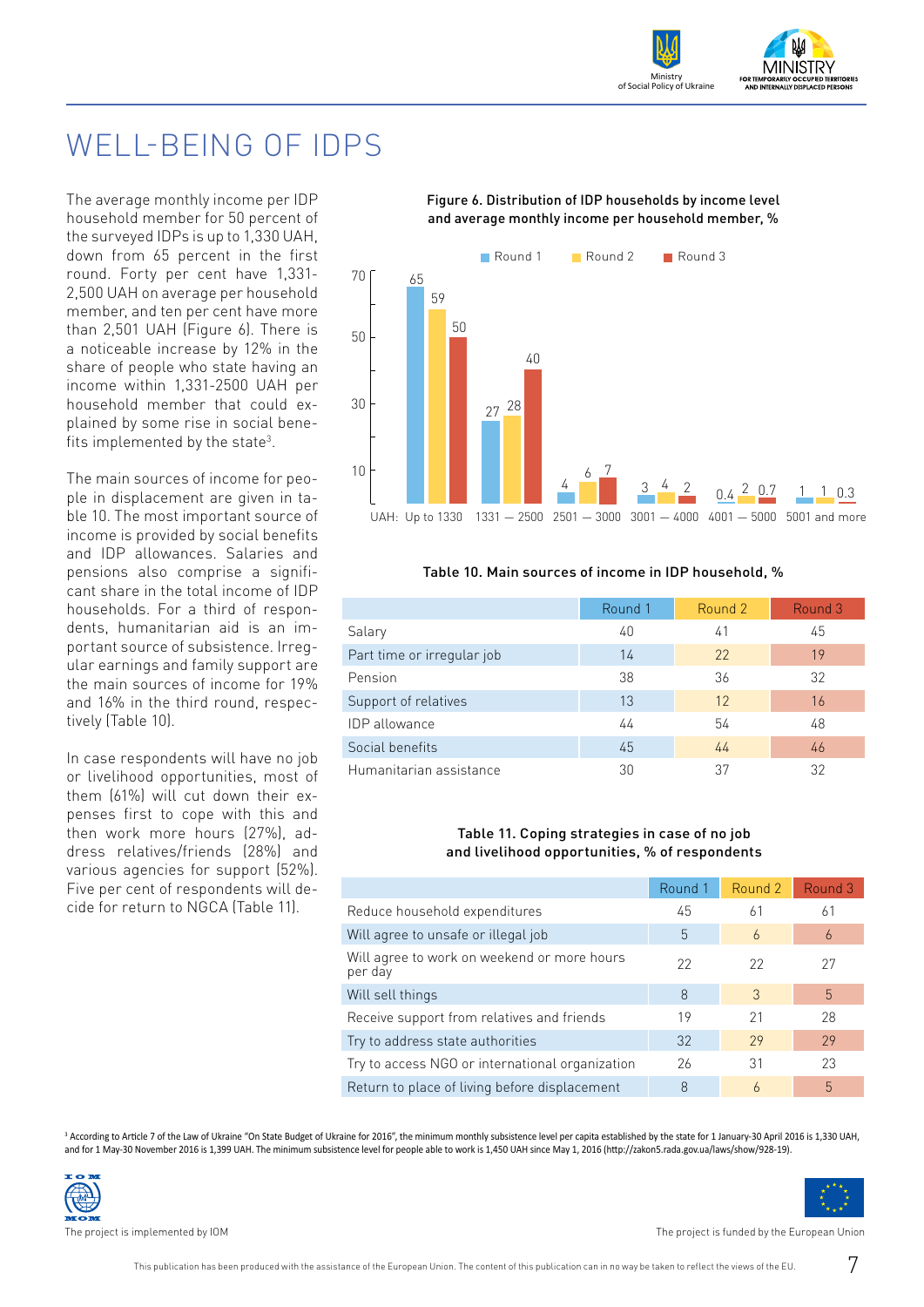# WELL-BEING OF IDPS

The average monthly income per IDP household member for 50 percent of the surveyed IDPs is up to 1,330 UAH, down from 65 percent in the first round. Forty per cent have 1,331-2,500 UAH on average per household member, and ten per cent have more than 2,501 UAH (Figure 6). There is a noticeable increase by 12% in the share of people who state having an income within 1,331-2500 UAH per household member that could explained by some rise in social benefits implemented by the state[3].

The main sources of income for people in displacement are given in table 10. The most important source of income is provided by social benefits and IDP allowances. Salaries and pensions also comprise a significant share in the total income of IDP households. For a third of respondents, humanitarian aid is an important source of subsistence. Irregular earnings and family support are the main sources of income for 19% and 16% in the third round, respectively (Table 10).

In case respondents will have no job or livelihood opportunities, most of them (61%) will cut down their expenses first to cope with this and then work more hours (27%), address relatives/friends (28%) and various agencies for support (52%). Five per cent of respondents will decide for return to NGCA (Table 11).

**Figure 6. Distribution of IDP households by income level and average monthly income per household member, %**

| UAH | Round 1 | Round 2 | Round 3 |
|---|---|---|---|
| Up to 1330 | 65 | 59 | 50 |
| 1331 — 2500 | 27 | 28 | 40 |
| 2501 — 3000 | 4 | 6 | 7 |
| 3001 — 4000 | 3 | 4 | 2 |
| 4001 — 5000 | 0.4 | 2 | 0.7 |
| 5001 and more | 1 | 1 | 0.3 |

**Table 10. Main sources of income in IDP household, %**

| | Round 1 | Round 2 | Round 3 |
|---|---|---|---|
| Salary | 40 | 41 | 45 |
| Part time or irregular job | 14 | 22 | 19 |
| Pension | 38 | 36 | 32 |
| Support of relatives | 13 | 12 | 16 |
| IDP allowance | 44 | 54 | 48 |
| Social benefits | 45 | 44 | 46 |
| Humanitarian assistance | 30 | 37 | 32 |

**Table 11. Coping strategies in case of no job and livelihood opportunities, % of respondents**

| | Round 1 | Round 2 | Round 3 |
|---|---|---|---|
| Reduce household expenditures | 45 | 61 | 61 |
| Will agree to unsafe or illegal job | 5 | 6 | 6 |
| Will agree to work on weekend or more hours per day | 22 | 22 | 27 |
| Will sell things | 8 | 3 | 5 |
| Receive support from relatives and friends | 19 | 21 | 28 |
| Try to address state authorities | 32 | 29 | 29 |
| Try to access NGO or international organization | 26 | 31 | 23 |
| Return to place of living before displacement | 8 | 6 | 5 |

[3] According to Article 7 of the Law of Ukraine "On State Budget of Ukraine for 2016", the minimum monthly subsistence level per capita established by the state for 1 January-30 April 2016 is 1,330 UAH, and for 1 May-30 November 2016 is 1,399 UAH. The minimum subsistence level for people able to work is 1,450 UAH since May 1, 2016 (http://zakon5.rada.gov.ua/laws/show/928-19).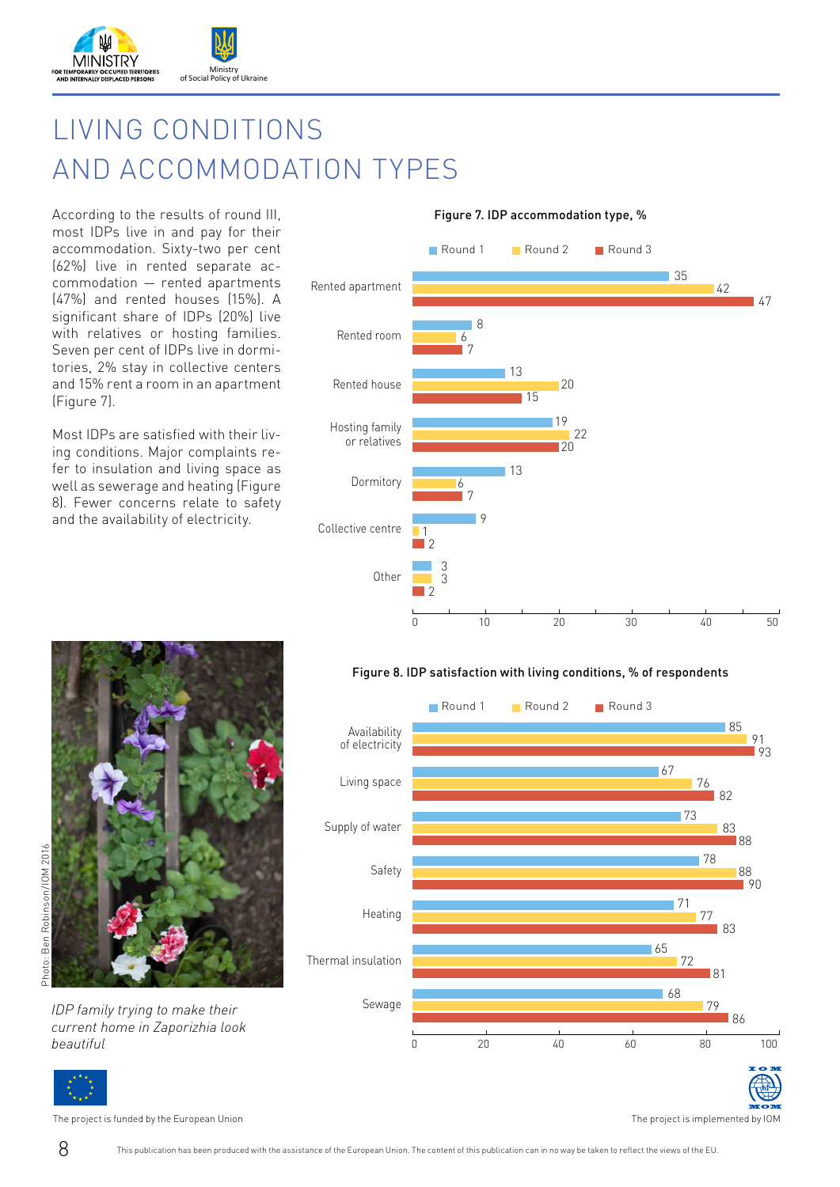# LIVING CONDITIONS AND ACCOMMODATION TYPES

According to the results of round III, most IDPs live in and pay for their accommodation. Sixty-two per cent (62%) live in rented separate accommodation — rented apartments (47%) and rented houses (15%). A significant share of IDPs (20%) live with relatives or hosting families. Seven per cent of IDPs live in dormitories, 2% stay in collective centers and 15% rent a room in an apartment (Figure 7).

Most IDPs are satisfied with their living conditions. Major complaints refer to insulation and living space as well as sewerage and heating (Figure 8). Fewer concerns relate to safety and the availability of electricity.

**Figure 7. IDP accommodation type, %**

| | Round 1 | Round 2 | Round 3 |
|---|---|---|---|
| Rented apartment | 35 | 42 | 47 |
| Rented room | 8 | 6 | 7 |
| Rented house | 13 | 20 | 15 |
| Hosting family or relatives | 19 | 22 | 20 |
| Dormitory | 13 | 6 | 7 |
| Collective centre | 9 | 1 | 2 |
| Other | 3 | 3 | 2 |

*IDP family trying to make their current home in Zaporizhia look beautiful*

Photo: Ben Robinson/IOM 2016

**Figure 8. IDP satisfaction with living conditions, % of respondents**

| | Round 1 | Round 2 | Round 3 |
|---|---|---|---|
| Availability of electricity | 85 | 91 | 93 |
| Living space | 67 | 76 | 82 |
| Supply of water | 73 | 83 | 88 |
| Safety | 78 | 88 | 90 |
| Heating | 71 | 77 | 83 |
| Thermal insulation | 65 | 72 | 81 |
| Sewage | 68 | 79 | 86 |

The project is funded by the European Union

The project is implemented by IOM

This publication has been produced with the assistance of the European Union. The content of this publication can in no way be taken to reflect the views of the EU.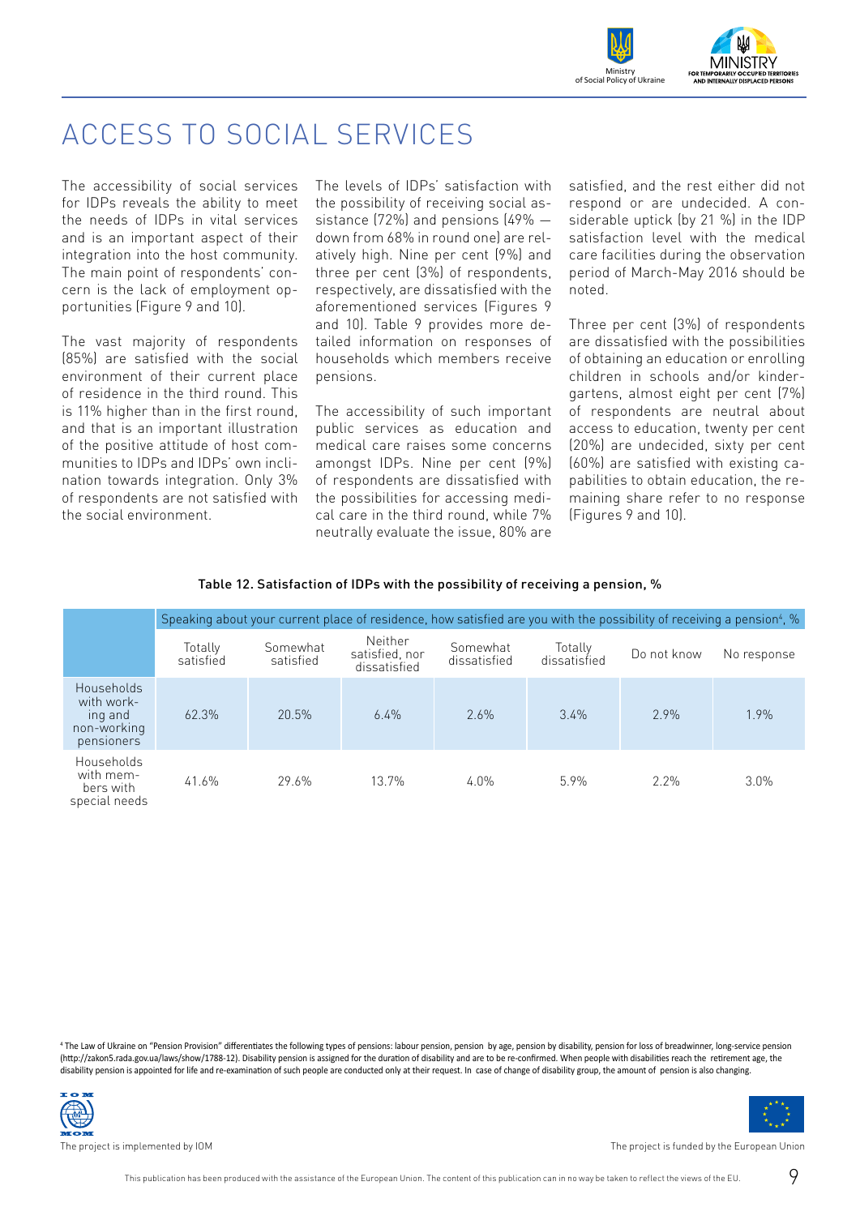# ACCESS TO SOCIAL SERVICES

The accessibility of social services for IDPs reveals the ability to meet the needs of IDPs in vital services and is an important aspect of their integration into the host community. The main point of respondents' concern is the lack of employment opportunities (Figure 9 and 10).

The vast majority of respondents (85%) are satisfied with the social environment of their current place of residence in the third round. This is 11% higher than in the first round, and that is an important illustration of the positive attitude of host communities to IDPs and IDPs' own inclination towards integration. Only 3% of respondents are not satisfied with the social environment.

The levels of IDPs' satisfaction with the possibility of receiving social assistance (72%) and pensions (49% — down from 68% in round one) are relatively high. Nine per cent (9%) and three per cent (3%) of respondents, respectively, are dissatisfied with the aforementioned services (Figures 9 and 10). Table 9 provides more detailed information on responses of households which members receive pensions.

The accessibility of such important public services as education and medical care raises some concerns amongst IDPs. Nine per cent (9%) of respondents are dissatisfied with the possibilities for accessing medical care in the third round, while 7% neutrally evaluate the issue, 80% are satisfied, and the rest either did not respond or are undecided. A considerable uptick (by 21 %) in the IDP satisfaction level with the medical care facilities during the observation period of March-May 2016 should be noted.

Three per cent (3%) of respondents are dissatisfied with the possibilities of obtaining an education or enrolling children in schools and/or kindergartens, almost eight per cent (7%) of respondents are neutral about access to education, twenty per cent (20%) are undecided, sixty per cent (60%) are satisfied with existing capabilities to obtain education, the remaining share refer to no response (Figures 9 and 10).

**Table 12. Satisfaction of IDPs with the possibility of receiving a pension, %**

| | Speaking about your current place of residence, how satisfied are you with the possibility of receiving a pension[4], % | | | | | | |
|---|---|---|---|---|---|---|---|
| | Totally satisfied | Somewhat satisfied | Neither satisfied, nor dissatisfied | Somewhat dissatisfied | Totally dissatisfied | Do not know | No response |
| Households with working and non-working pensioners | 62.3% | 20.5% | 6.4% | 2.6% | 3.4% | 2.9% | 1.9% |
| Households with members with special needs | 41.6% | 29.6% | 13.7% | 4.0% | 5.9% | 2.2% | 3.0% |

[4] The Law of Ukraine on "Pension Provision" differentiates the following types of pensions: labour pension, pension by age, pension by disability, pension for loss of breadwinner, long-service pension (http://zakon5.rada.gov.ua/laws/show/1788-12). Disability pension is assigned for the duration of disability and are to be re-confirmed. When people with disabilities reach the retirement age, the disability pension is appointed for life and re-examination of such people are conducted only at their request. In case of change of disability group, the amount of pension is also changing.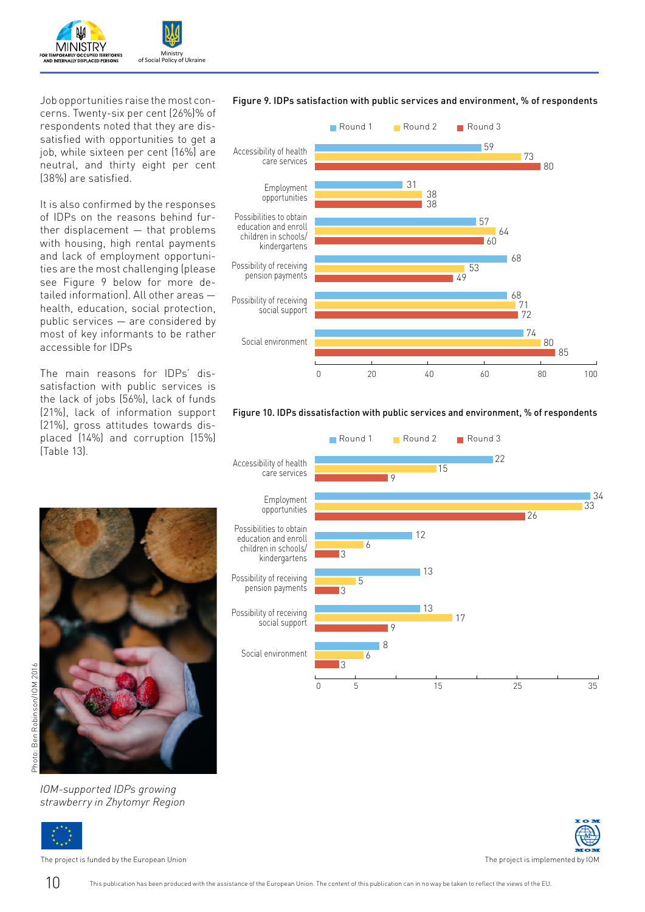Job opportunities raise the most concerns. Twenty-six per cent (26%)% of respondents noted that they are dissatisfied with opportunities to get a job, while sixteen per cent (16%) are neutral, and thirty eight per cent (38%) are satisfied.

It is also confirmed by the responses of IDPs on the reasons behind further displacement — that problems with housing, high rental payments and lack of employment opportunities are the most challenging (please see Figure 9 below for more detailed information). All other areas — health, education, social protection, public services — are considered by most of key informants to be rather accessible for IDPs

The main reasons for IDPs' dissatisfaction with public services is the lack of jobs (56%), lack of funds (21%), lack of information support (21%), gross attitudes towards displaced (14%) and corruption (15%) (Table 13).

**Figure 9. IDPs satisfaction with public services and environment, % of respondents**

| | Round 1 | Round 2 | Round 3 |
|---|---|---|---|
| Accessibility of health care services | 59 | 73 | 80 |
| Employment opportunities | 31 | 38 | 38 |
| Possibilities to obtain education and enroll children in schools/ kindergartens | 57 | 64 | 60 |
| Possibility of receiving pension payments | 68 | 53 | 49 |
| Possibility of receiving social support | 68 | 71 | 72 |
| Social environment | 74 | 80 | 85 |

**Figure 10. IDPs dissatisfaction with public services and environment, % of respondents**

| | Round 1 | Round 2 | Round 3 |
|---|---|---|---|
| Accessibility of health care services | 22 | 15 | 9 |
| Employment opportunities | 34 | 33 | 26 |
| Possibilities to obtain education and enroll children in schools/ kindergartens | 12 | 6 | 3 |
| Possibility of receiving pension payments | 13 | 5 | 3 |
| Possibility of receiving social support | 13 | 17 | 9 |
| Social environment | 8 | 6 | 3 |

Photo: Ben Robinson/IOM 2016

*IOM-supported IDPs growing strawberry in Zhytomyr Region*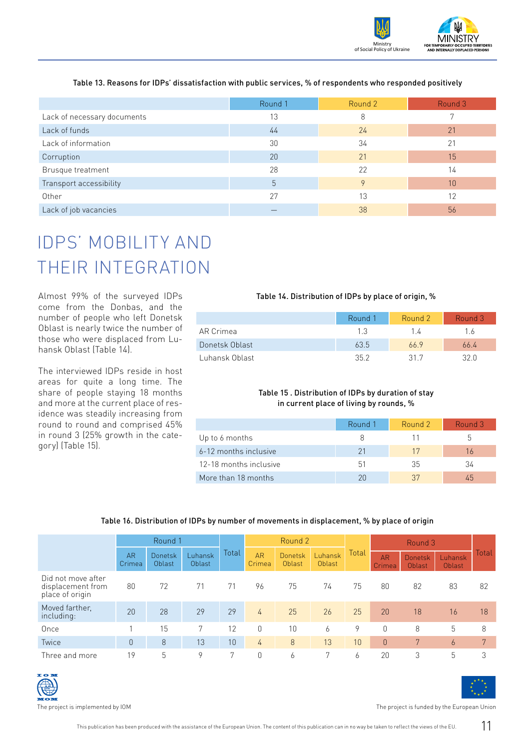Table 13. Reasons for IDPs' dissatisfaction with public services, % of respondents who responded positively

| | Round 1 | Round 2 | Round 3 |
|---|---|---|---|
| Lack of necessary documents | 13 | 8 | 7 |
| Lack of funds | 44 | 24 | 21 |
| Lack of information | 30 | 34 | 21 |
| Corruption | 20 | 21 | 15 |
| Brusque treatment | 28 | 22 | 14 |
| Transport accessibility | 5 | 9 | 10 |
| Other | 27 | 13 | 12 |
| Lack of job vacancies | – | 38 | 56 |

# IDPS' MOBILITY AND THEIR INTEGRATION

Almost 99% of the surveyed IDPs come from the Donbas, and the number of people who left Donetsk Oblast is nearly twice the number of those who were displaced from Luhansk Oblast (Table 14).

The interviewed IDPs reside in host areas for quite a long time. The share of people staying 18 months and more at the current place of residence was steadily increasing from round to round and comprised 45% in round 3 (25% growth in the category) (Table 15).

Table 14. Distribution of IDPs by place of origin, %

| | Round 1 | Round 2 | Round 3 |
|---|---|---|---|
| AR Crimea | 1.3 | 1.4 | 1.6 |
| Donetsk Oblast | 63.5 | 66.9 | 66.4 |
| Luhansk Oblast | 35.2 | 31.7 | 32.0 |

Table 15 . Distribution of IDPs by duration of stay in current place of living by rounds, %

| | Round 1 | Round 2 | Round 3 |
|---|---|---|---|
| Up to 6 months | 8 | 11 | 5 |
| 6-12 months inclusive | 21 | 17 | 16 |
| 12-18 months inclusive | 51 | 35 | 34 |
| More than 18 months | 20 | 37 | 45 |

Table 16. Distribution of IDPs by number of movements in displacement, % by place of origin

| | Round 1 | | | Total | Round 2 | | | Total | Round 3 | | | Total |
|---|---|---|---|---|---|---|---|---|---|---|---|---|
| | AR Crimea | Donetsk Oblast | Luhansk Oblast | | AR Crimea | Donetsk Oblast | Luhansk Oblast | | AR Crimea | Donetsk Oblast | Luhansk Oblast | |
| Did not move after displacement from place of origin | 80 | 72 | 71 | 71 | 96 | 75 | 74 | 75 | 80 | 82 | 83 | 82 |
| Moved farther, including: | 20 | 28 | 29 | 29 | 4 | 25 | 26 | 25 | 20 | 18 | 16 | 18 |
| Once | 1 | 15 | 7 | 12 | 0 | 10 | 6 | 9 | 0 | 8 | 5 | 8 |
| Twice | 0 | 8 | 13 | 10 | 4 | 8 | 13 | 10 | 0 | 7 | 6 | 7 |
| Three and more | 19 | 5 | 9 | 7 | 0 | 6 | 7 | 6 | 20 | 3 | 5 | 3 |

The project is implemented by IOM

The project is funded by the European Union

This publication has been produced with the assistance of the European Union. The content of this publication can in no way be taken to reflect the views of the EU.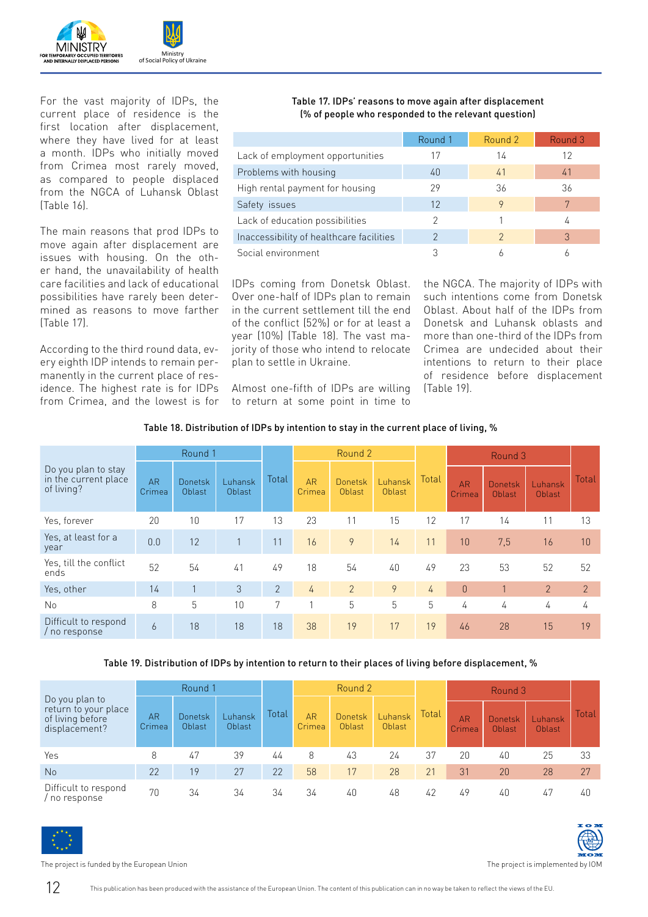For the vast majority of IDPs, the current place of residence is the first location after displacement, where they have lived for at least a month. IDPs who initially moved from Crimea most rarely moved, as compared to people displaced from the NGCA of Luhansk Oblast (Table 16).

The main reasons that prod IDPs to move again after displacement are issues with housing. On the other hand, the unavailability of health care facilities and lack of educational possibilities have rarely been determined as reasons to move farther (Table 17).

**Table 17. IDPs' reasons to move again after displacement (% of people who responded to the relevant question)**

| | Round 1 | Round 2 | Round 3 |
|---|---|---|---|
| Lack of employment opportunities | 17 | 14 | 12 |
| Problems with housing | 40 | 41 | 41 |
| High rental payment for housing | 29 | 36 | 36 |
| Safety issues | 12 | 9 | 7 |
| Lack of education possibilities | 2 | 1 | 4 |
| Inaccessibility of healthcare facilities | 2 | 2 | 3 |
| Social environment | 3 | 6 | 6 |

According to the third round data, every eighth IDP intends to remain permanently in the current place of residence. The highest rate is for IDPs from Crimea, and the lowest is for IDPs coming from Donetsk Oblast. Over one-half of IDPs plan to remain in the current settlement till the end of the conflict (52%) or for at least a year (10%) (Table 18). The vast majority of those who intend to relocate plan to settle in Ukraine.

Almost one-fifth of IDPs are willing to return at some point in time to the NGCA. The majority of IDPs with such intentions come from Donetsk Oblast. About half of the IDPs from Donetsk and Luhansk oblasts and more than one-third of the IDPs from Crimea are undecided about their intentions to return to their place of residence before displacement (Table 19).

**Table 18. Distribution of IDPs by intention to stay in the current place of living, %**

| Do you plan to stay in the current place of living? | Round 1 | | | | Round 2 | | | | Round 3 | | | |
|---|---|---|---|---|---|---|---|---|---|---|---|---|
| | AR Crimea | Donetsk Oblast | Luhansk Oblast | Total | AR Crimea | Donetsk Oblast | Luhansk Oblast | Total | AR Crimea | Donetsk Oblast | Luhansk Oblast | Total |
| Yes, forever | 20 | 10 | 17 | 13 | 23 | 11 | 15 | 12 | 17 | 14 | 11 | 13 |
| Yes, at least for a year | 0.0 | 12 | 1 | 11 | 16 | 9 | 14 | 11 | 10 | 7,5 | 16 | 10 |
| Yes, till the conflict ends | 52 | 54 | 41 | 49 | 18 | 54 | 40 | 49 | 23 | 53 | 52 | 52 |
| Yes, other | 14 | 1 | 3 | 2 | 4 | 2 | 9 | 4 | 0 | 1 | 2 | 2 |
| No | 8 | 5 | 10 | 7 | 1 | 5 | 5 | 5 | 4 | 4 | 4 | 4 |
| Difficult to respond / no response | 6 | 18 | 18 | 18 | 38 | 19 | 17 | 19 | 46 | 28 | 15 | 19 |

**Table 19. Distribution of IDPs by intention to return to their places of living before displacement, %**

| Do you plan to return to your place of living before displacement? | Round 1 | | | | Round 2 | | | | Round 3 | | | |
|---|---|---|---|---|---|---|---|---|---|---|---|---|
| | AR Crimea | Donetsk Oblast | Luhansk Oblast | Total | AR Crimea | Donetsk Oblast | Luhansk Oblast | Total | AR Crimea | Donetsk Oblast | Luhansk Oblast | Total |
| Yes | 8 | 47 | 39 | 44 | 8 | 43 | 24 | 37 | 20 | 40 | 25 | 33 |
| No | 22 | 19 | 27 | 22 | 58 | 17 | 28 | 21 | 31 | 20 | 28 | 27 |
| Difficult to respond / no response | 70 | 34 | 34 | 34 | 34 | 40 | 48 | 42 | 49 | 40 | 47 | 40 |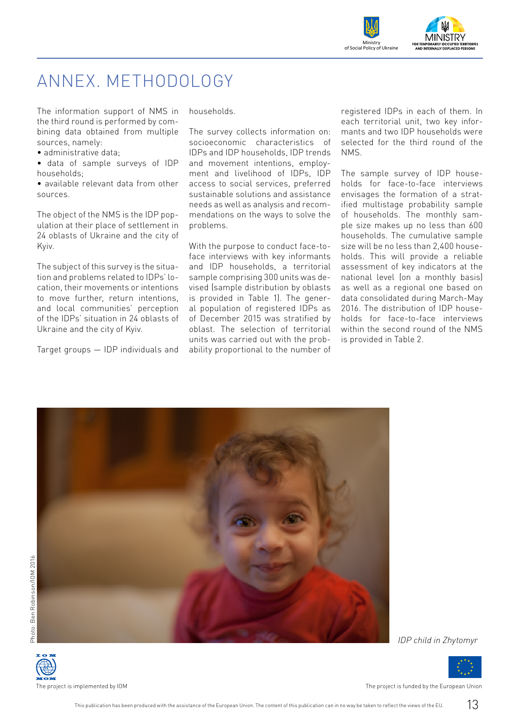# ANNEX. METHODOLOGY

The information support of NMS in the third round is performed by combining data obtained from multiple sources, namely:

- administrative data;
- data of sample surveys of IDP households;
- available relevant data from other sources.

The object of the NMS is the IDP population at their place of settlement in 24 oblasts of Ukraine and the city of Kyiv.

The subject of this survey is the situation and problems related to IDPs' location, their movements or intentions to move further, return intentions, and local communities' perception of the IDPs' situation in 24 oblasts of Ukraine and the city of Kyiv.

Target groups — IDP individuals and households.

The survey collects information on: socioeconomic characteristics of IDPs and IDP households, IDP trends and movement intentions, employment and livelihood of IDPs, IDP access to social services, preferred sustainable solutions and assistance needs as well as analysis and recommendations on the ways to solve the problems.

With the purpose to conduct face-to-face interviews with key informants and IDP households, a territorial sample comprising 300 units was devised (sample distribution by oblasts is provided in Table 1). The general population of registered IDPs as of December 2015 was stratified by oblast. The selection of territorial units was carried out with the probability proportional to the number of registered IDPs in each of them. In each territorial unit, two key informants and two IDP households were selected for the third round of the NMS.

The sample survey of IDP households for face-to-face interviews envisages the formation of a stratified multistage probability sample of households. The monthly sample size makes up no less than 600 households. The cumulative sample size will be no less than 2,400 households. This will provide a reliable assessment of key indicators at the national level (on a monthly basis) as well as a regional one based on data consolidated during March-May 2016. The distribution of IDP households for face-to-face interviews within the second round of the NMS is provided in Table 2.

Photo: Ben Robinson/IOM 2016

*IDP child in Zhytomyr*

The project is implemented by IOM

The project is funded by the European Union

This publication has been produced with the assistance of the European Union. The content of this publication can in no way be taken to reflect the views of the EU.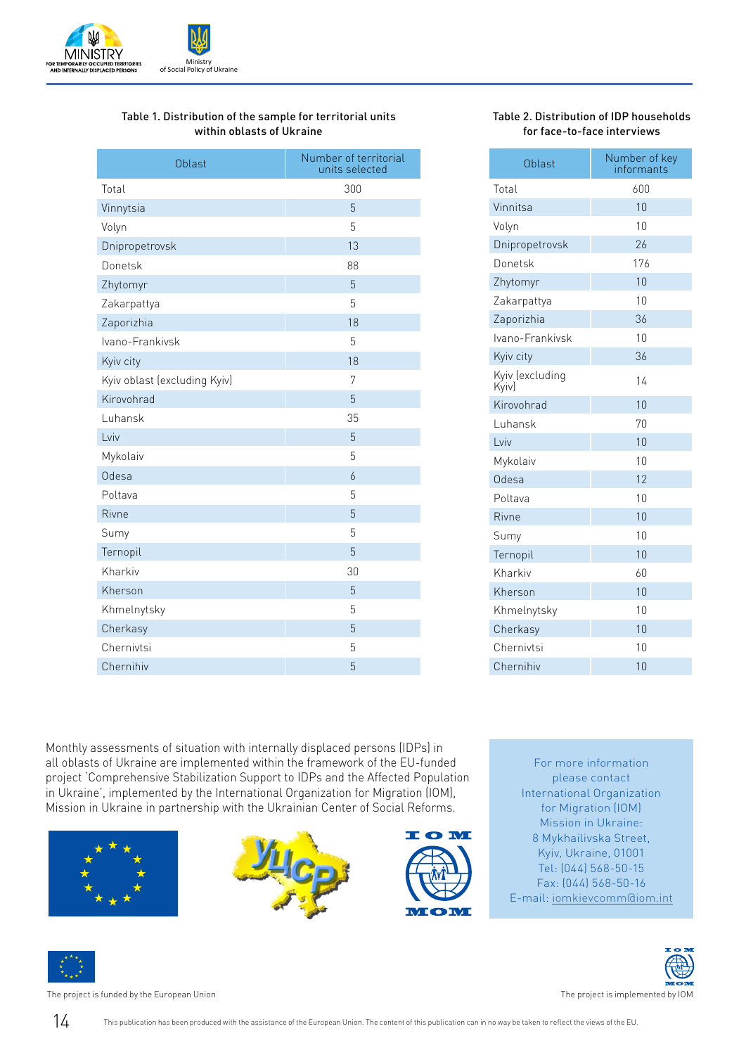Table 1. Distribution of the sample for territorial units within oblasts of Ukraine

| Oblast | Number of territorial units selected |
|---|---|
| Total | 300 |
| Vinnytsia | 5 |
| Volyn | 5 |
| Dnipropetrovsk | 13 |
| Donetsk | 88 |
| Zhytomyr | 5 |
| Zakarpattya | 5 |
| Zaporizhia | 18 |
| Ivano-Frankivsk | 5 |
| Kyiv city | 18 |
| Kyiv oblast (excluding Kyiv) | 7 |
| Kirovohrad | 5 |
| Luhansk | 35 |
| Lviv | 5 |
| Mykolaiv | 5 |
| Odesa | 6 |
| Poltava | 5 |
| Rivne | 5 |
| Sumy | 5 |
| Ternopil | 5 |
| Kharkiv | 30 |
| Kherson | 5 |
| Khmelnytsky | 5 |
| Cherkasy | 5 |
| Chernivtsi | 5 |
| Chernihiv | 5 |

Table 2. Distribution of IDP households for face-to-face interviews

| Oblast | Number of key informants |
|---|---|
| Total | 600 |
| Vinnitsa | 10 |
| Volyn | 10 |
| Dnipropetrovsk | 26 |
| Donetsk | 176 |
| Zhytomyr | 10 |
| Zakarpattya | 10 |
| Zaporizhia | 36 |
| Ivano-Frankivsk | 10 |
| Kyiv city | 36 |
| Kyiv (excluding Kyiv) | 14 |
| Kirovohrad | 10 |
| Luhansk | 70 |
| Lviv | 10 |
| Mykolaiv | 10 |
| Odesa | 12 |
| Poltava | 10 |
| Rivne | 10 |
| Sumy | 10 |
| Ternopil | 10 |
| Kharkiv | 60 |
| Kherson | 10 |
| Khmelnytsky | 10 |
| Cherkasy | 10 |
| Chernivtsi | 10 |
| Chernihiv | 10 |

Monthly assessments of situation with internally displaced persons (IDPs) in all oblasts of Ukraine are implemented within the framework of the EU-funded project 'Comprehensive Stabilization Support to IDPs and the Affected Population in Ukraine', implemented by the International Organization for Migration (IOM), Mission in Ukraine in partnership with the Ukrainian Center of Social Reforms.

For more information please contact International Organization for Migration (IOM) Mission in Ukraine:
8 Mykhailivska Street,
Kyiv, Ukraine, 01001
Tel: (044) 568-50-15
Fax: (044) 568-50-16
E-mail: iomkievcomm@iom.int

The project is funded by the European Union

The project is implemented by IOM

This publication has been produced with the assistance of the European Union. The content of this publication can in no way be taken to reflect the views of the EU.